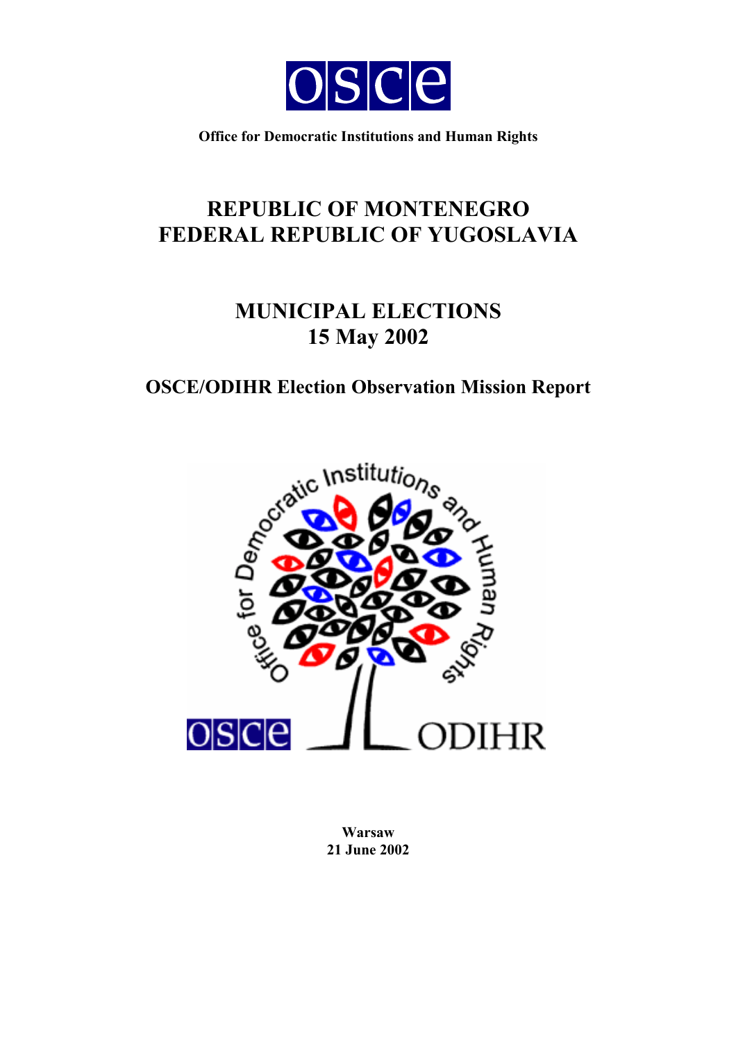Office for Democratic Institutions and Human Rights

# REPUBLIC OF MONTENEGRO FEDERAL REPUBLIC OF YUGOSLAVIA

# MUNICIPAL ELECTIONS 15 May 2002

## OSCE/ODIHR Election Observation Mission Report

Warsaw
21 June 2002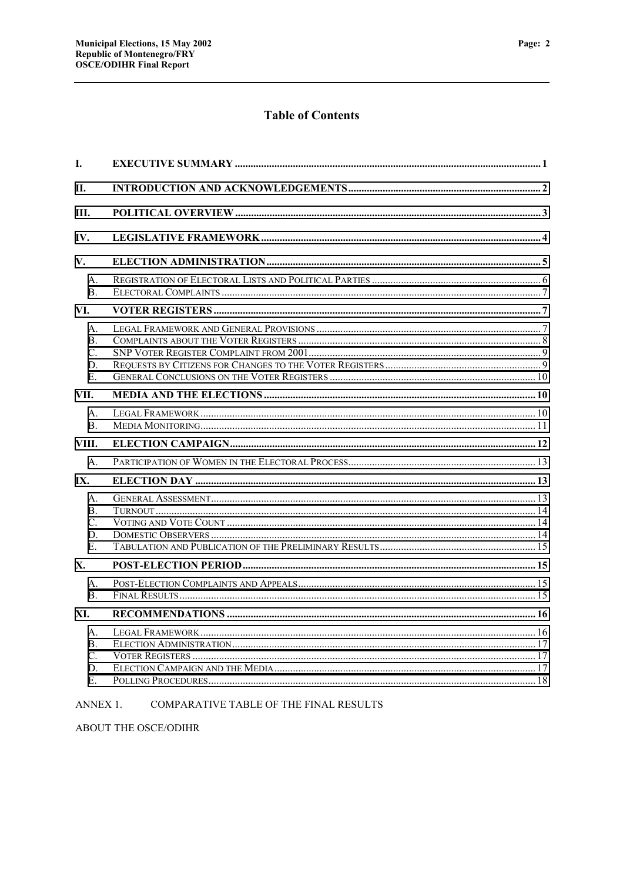## Table of Contents

I. EXECUTIVE SUMMARY .... 1

II. INTRODUCTION AND ACKNOWLEDGEMENTS .... 2

III. POLITICAL OVERVIEW .... 3

IV. LEGISLATIVE FRAMEWORK .... 4

V. ELECTION ADMINISTRATION .... 5

- A. Registration of Electoral Lists and Political Parties .... 6
- B. Electoral Complaints .... 7

VI. VOTER REGISTERS .... 7

- A. Legal Framework and General Provisions .... 7
- B. Complaints about the Voter Registers .... 8
- C. SNP Voter Register Complaint from 2001 .... 9
- D. Requests by Citizens for Changes to the Voter Registers .... 9
- E. General Conclusions on the Voter Registers .... 10

VII. MEDIA AND THE ELECTIONS .... 10

- A. Legal Framework .... 10
- B. Media Monitoring .... 11

VIII. ELECTION CAMPAIGN .... 12

- A. Participation of Women in the Electoral Process .... 13

IX. ELECTION DAY .... 13

- A. General Assessment .... 13
- B. Turnout .... 14
- C. Voting and Vote Count .... 14
- D. Domestic Observers .... 14
- E. Tabulation and Publication of the Preliminary Results .... 15

X. POST-ELECTION PERIOD .... 15

- A. Post-Election Complaints and Appeals .... 15
- B. Final Results .... 15

XI. RECOMMENDATIONS .... 16

- A. Legal Framework .... 16
- B. Election Administration .... 17
- C. Voter Registers .... 17
- D. Election Campaign and the Media .... 17
- E. Polling Procedures .... 18

ANNEX 1. COMPARATIVE TABLE OF THE FINAL RESULTS

ABOUT THE OSCE/ODIHR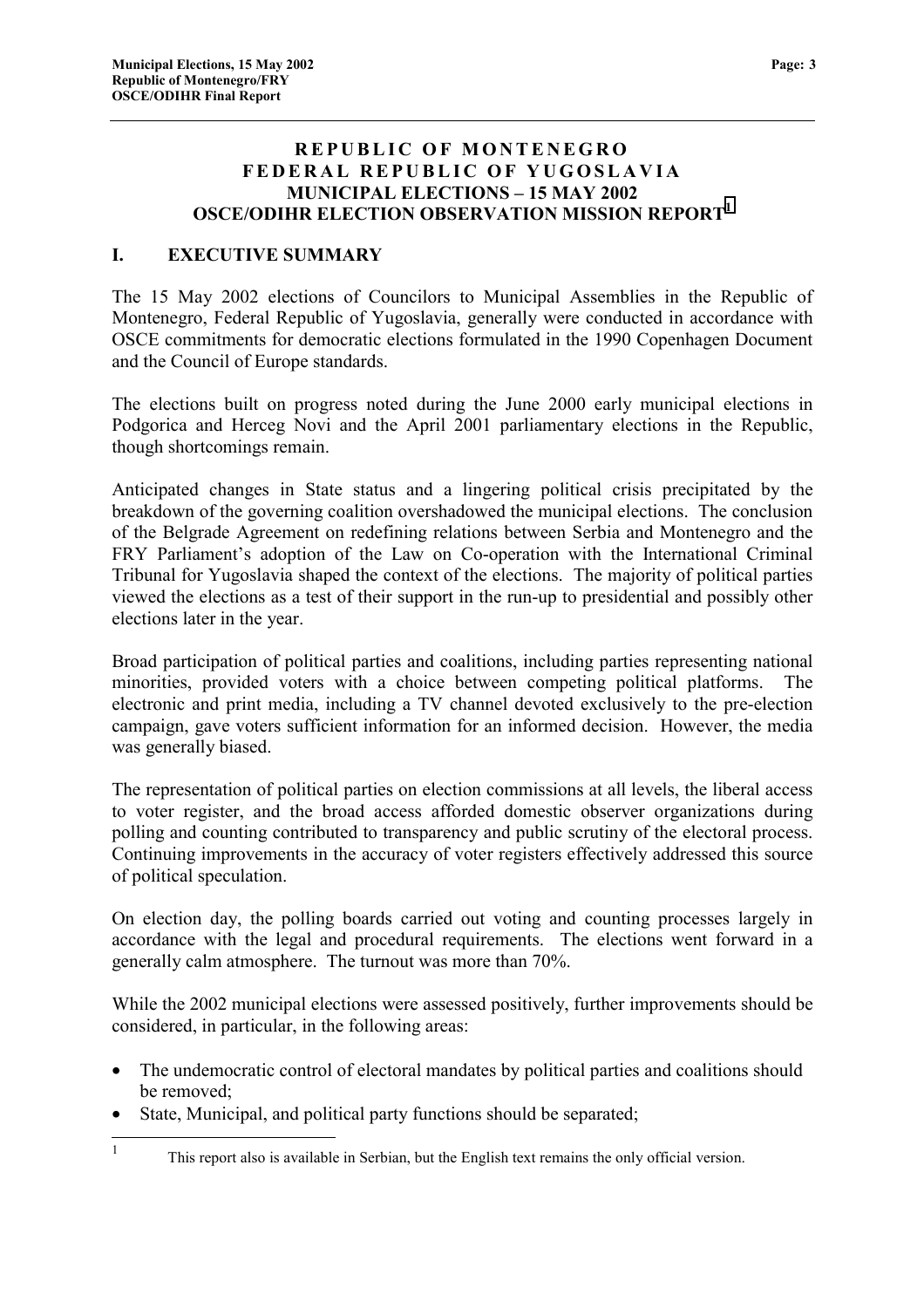# REPUBLIC OF MONTENEGRO
# FEDERAL REPUBLIC OF YUGOSLAVIA
# MUNICIPAL ELECTIONS – 15 MAY 2002
# OSCE/ODIHR ELECTION OBSERVATION MISSION REPORT[1]

## I. EXECUTIVE SUMMARY

The 15 May 2002 elections of Councilors to Municipal Assemblies in the Republic of Montenegro, Federal Republic of Yugoslavia, generally were conducted in accordance with OSCE commitments for democratic elections formulated in the 1990 Copenhagen Document and the Council of Europe standards.

The elections built on progress noted during the June 2000 early municipal elections in Podgorica and Herceg Novi and the April 2001 parliamentary elections in the Republic, though shortcomings remain.

Anticipated changes in State status and a lingering political crisis precipitated by the breakdown of the governing coalition overshadowed the municipal elections. The conclusion of the Belgrade Agreement on redefining relations between Serbia and Montenegro and the FRY Parliament's adoption of the Law on Co-operation with the International Criminal Tribunal for Yugoslavia shaped the context of the elections. The majority of political parties viewed the elections as a test of their support in the run-up to presidential and possibly other elections later in the year.

Broad participation of political parties and coalitions, including parties representing national minorities, provided voters with a choice between competing political platforms. The electronic and print media, including a TV channel devoted exclusively to the pre-election campaign, gave voters sufficient information for an informed decision. However, the media was generally biased.

The representation of political parties on election commissions at all levels, the liberal access to voter register, and the broad access afforded domestic observer organizations during polling and counting contributed to transparency and public scrutiny of the electoral process. Continuing improvements in the accuracy of voter registers effectively addressed this source of political speculation.

On election day, the polling boards carried out voting and counting processes largely in accordance with the legal and procedural requirements. The elections went forward in a generally calm atmosphere. The turnout was more than 70%.

While the 2002 municipal elections were assessed positively, further improvements should be considered, in particular, in the following areas:

- The undemocratic control of electoral mandates by political parties and coalitions should be removed;
- State, Municipal, and political party functions should be separated;

[1] This report also is available in Serbian, but the English text remains the only official version.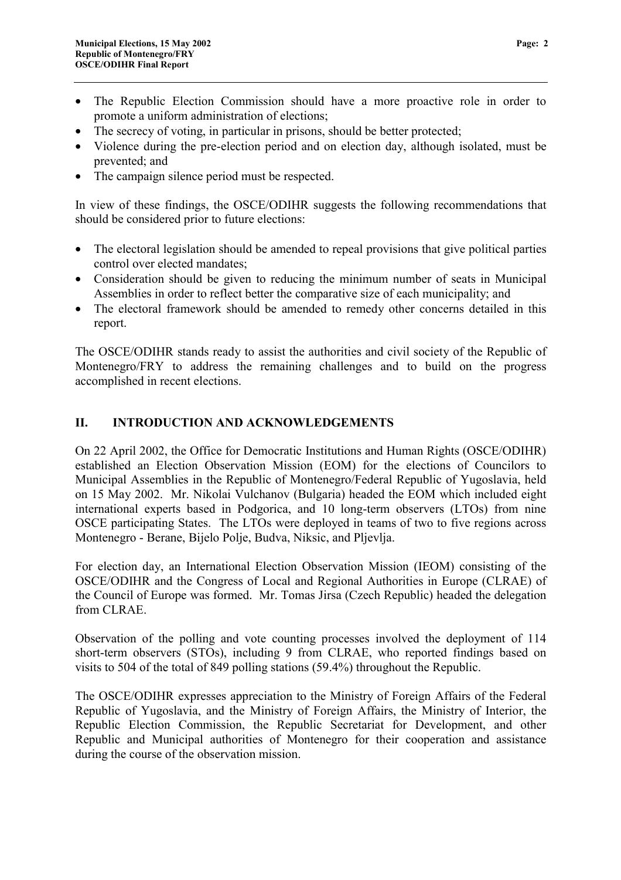- The Republic Election Commission should have a more proactive role in order to promote a uniform administration of elections;
- The secrecy of voting, in particular in prisons, should be better protected;
- Violence during the pre-election period and on election day, although isolated, must be prevented; and
- The campaign silence period must be respected.

In view of these findings, the OSCE/ODIHR suggests the following recommendations that should be considered prior to future elections:

- The electoral legislation should be amended to repeal provisions that give political parties control over elected mandates;
- Consideration should be given to reducing the minimum number of seats in Municipal Assemblies in order to reflect better the comparative size of each municipality; and
- The electoral framework should be amended to remedy other concerns detailed in this report.

The OSCE/ODIHR stands ready to assist the authorities and civil society of the Republic of Montenegro/FRY to address the remaining challenges and to build on the progress accomplished in recent elections.

## II. INTRODUCTION AND ACKNOWLEDGEMENTS

On 22 April 2002, the Office for Democratic Institutions and Human Rights (OSCE/ODIHR) established an Election Observation Mission (EOM) for the elections of Councilors to Municipal Assemblies in the Republic of Montenegro/Federal Republic of Yugoslavia, held on 15 May 2002. Mr. Nikolai Vulchanov (Bulgaria) headed the EOM which included eight international experts based in Podgorica, and 10 long-term observers (LTOs) from nine OSCE participating States. The LTOs were deployed in teams of two to five regions across Montenegro - Berane, Bijelo Polje, Budva, Niksic, and Pljevlja.

For election day, an International Election Observation Mission (IEOM) consisting of the OSCE/ODIHR and the Congress of Local and Regional Authorities in Europe (CLRAE) of the Council of Europe was formed. Mr. Tomas Jirsa (Czech Republic) headed the delegation from CLRAE.

Observation of the polling and vote counting processes involved the deployment of 114 short-term observers (STOs), including 9 from CLRAE, who reported findings based on visits to 504 of the total of 849 polling stations (59.4%) throughout the Republic.

The OSCE/ODIHR expresses appreciation to the Ministry of Foreign Affairs of the Federal Republic of Yugoslavia, and the Ministry of Foreign Affairs, the Ministry of Interior, the Republic Election Commission, the Republic Secretariat for Development, and other Republic and Municipal authorities of Montenegro for their cooperation and assistance during the course of the observation mission.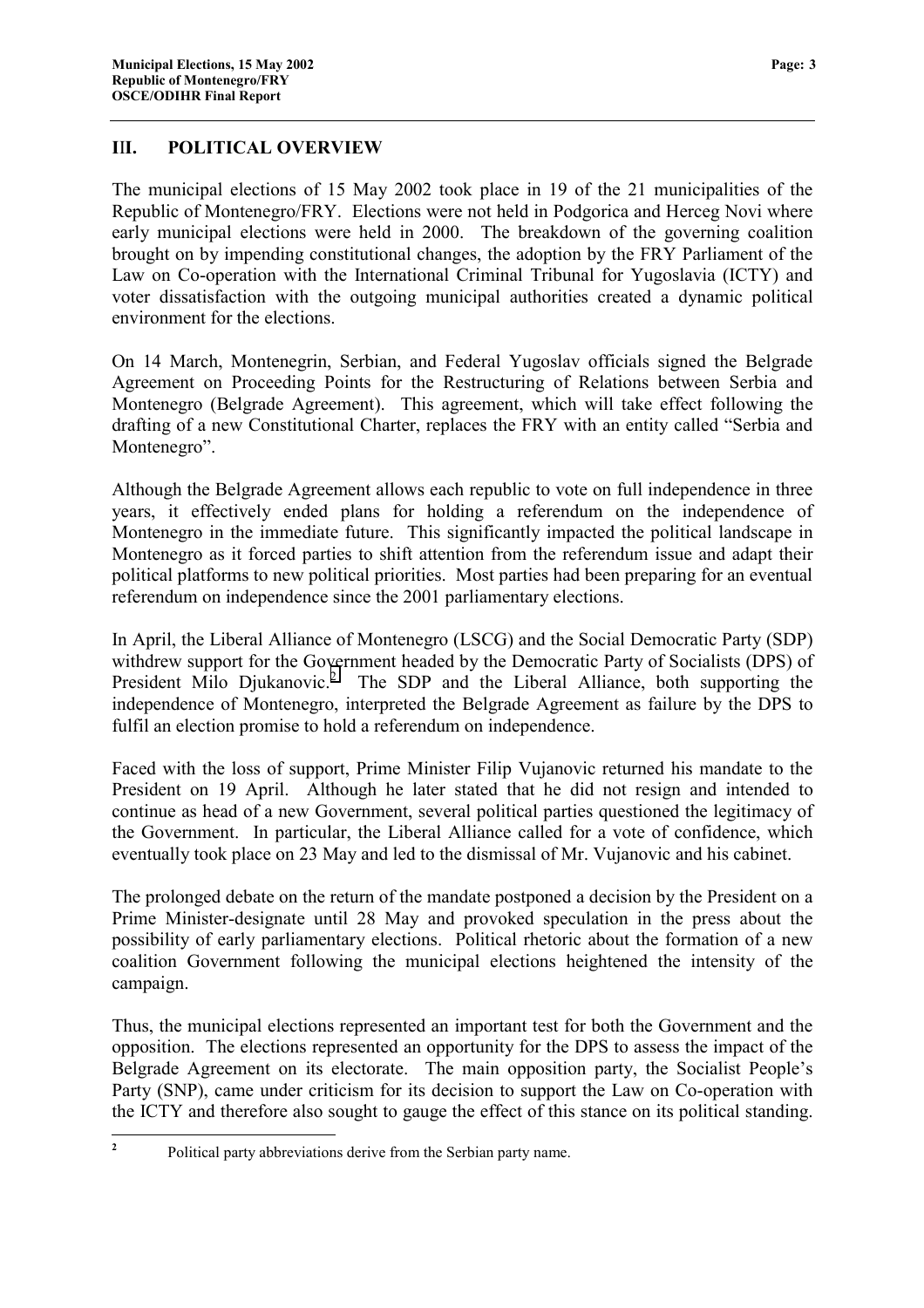## III. POLITICAL OVERVIEW

The municipal elections of 15 May 2002 took place in 19 of the 21 municipalities of the Republic of Montenegro/FRY. Elections were not held in Podgorica and Herceg Novi where early municipal elections were held in 2000. The breakdown of the governing coalition brought on by impending constitutional changes, the adoption by the FRY Parliament of the Law on Co-operation with the International Criminal Tribunal for Yugoslavia (ICTY) and voter dissatisfaction with the outgoing municipal authorities created a dynamic political environment for the elections.

On 14 March, Montenegrin, Serbian, and Federal Yugoslav officials signed the Belgrade Agreement on Proceeding Points for the Restructuring of Relations between Serbia and Montenegro (Belgrade Agreement). This agreement, which will take effect following the drafting of a new Constitutional Charter, replaces the FRY with an entity called "Serbia and Montenegro".

Although the Belgrade Agreement allows each republic to vote on full independence in three years, it effectively ended plans for holding a referendum on the independence of Montenegro in the immediate future. This significantly impacted the political landscape in Montenegro as it forced parties to shift attention from the referendum issue and adapt their political platforms to new political priorities. Most parties had been preparing for an eventual referendum on independence since the 2001 parliamentary elections.

In April, the Liberal Alliance of Montenegro (LSCG) and the Social Democratic Party (SDP) withdrew support for the Government headed by the Democratic Party of Socialists (DPS) of President Milo Djukanovic.[2] The SDP and the Liberal Alliance, both supporting the independence of Montenegro, interpreted the Belgrade Agreement as failure by the DPS to fulfil an election promise to hold a referendum on independence.

Faced with the loss of support, Prime Minister Filip Vujanovic returned his mandate to the President on 19 April. Although he later stated that he did not resign and intended to continue as head of a new Government, several political parties questioned the legitimacy of the Government. In particular, the Liberal Alliance called for a vote of confidence, which eventually took place on 23 May and led to the dismissal of Mr. Vujanovic and his cabinet.

The prolonged debate on the return of the mandate postponed a decision by the President on a Prime Minister-designate until 28 May and provoked speculation in the press about the possibility of early parliamentary elections. Political rhetoric about the formation of a new coalition Government following the municipal elections heightened the intensity of the campaign.

Thus, the municipal elections represented an important test for both the Government and the opposition. The elections represented an opportunity for the DPS to assess the impact of the Belgrade Agreement on its electorate. The main opposition party, the Socialist People's Party (SNP), came under criticism for its decision to support the Law on Co-operation with the ICTY and therefore also sought to gauge the effect of this stance on its political standing.

[2] Political party abbreviations derive from the Serbian party name.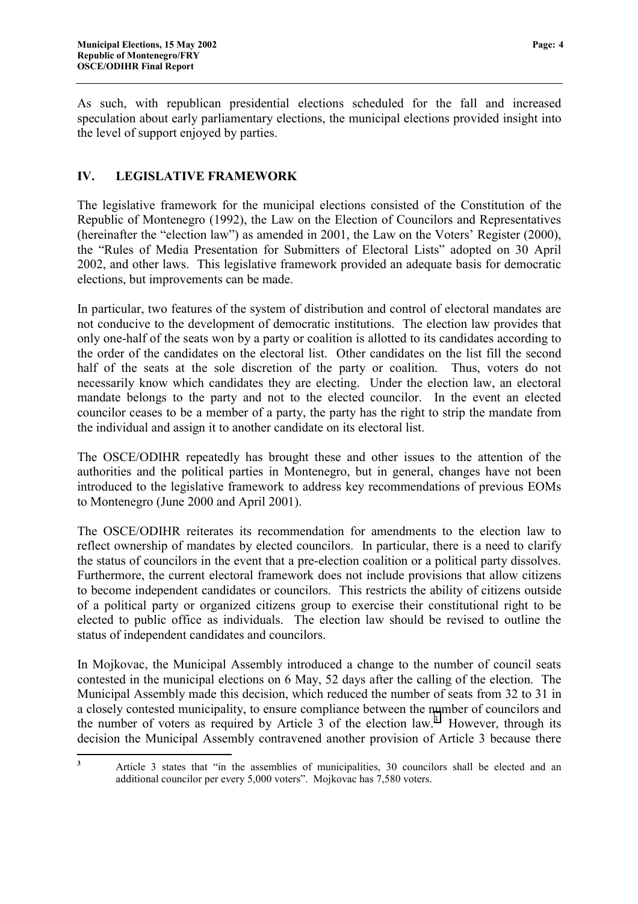As such, with republican presidential elections scheduled for the fall and increased speculation about early parliamentary elections, the municipal elections provided insight into the level of support enjoyed by parties.

## IV. LEGISLATIVE FRAMEWORK

The legislative framework for the municipal elections consisted of the Constitution of the Republic of Montenegro (1992), the Law on the Election of Councilors and Representatives (hereinafter the "election law") as amended in 2001, the Law on the Voters' Register (2000), the "Rules of Media Presentation for Submitters of Electoral Lists" adopted on 30 April 2002, and other laws. This legislative framework provided an adequate basis for democratic elections, but improvements can be made.

In particular, two features of the system of distribution and control of electoral mandates are not conducive to the development of democratic institutions. The election law provides that only one-half of the seats won by a party or coalition is allotted to its candidates according to the order of the candidates on the electoral list. Other candidates on the list fill the second half of the seats at the sole discretion of the party or coalition. Thus, voters do not necessarily know which candidates they are electing. Under the election law, an electoral mandate belongs to the party and not to the elected councilor. In the event an elected councilor ceases to be a member of a party, the party has the right to strip the mandate from the individual and assign it to another candidate on its electoral list.

The OSCE/ODIHR repeatedly has brought these and other issues to the attention of the authorities and the political parties in Montenegro, but in general, changes have not been introduced to the legislative framework to address key recommendations of previous EOMs to Montenegro (June 2000 and April 2001).

The OSCE/ODIHR reiterates its recommendation for amendments to the election law to reflect ownership of mandates by elected councilors. In particular, there is a need to clarify the status of councilors in the event that a pre-election coalition or a political party dissolves. Furthermore, the current electoral framework does not include provisions that allow citizens to become independent candidates or councilors. This restricts the ability of citizens outside of a political party or organized citizens group to exercise their constitutional right to be elected to public office as individuals. The election law should be revised to outline the status of independent candidates and councilors.

In Mojkovac, the Municipal Assembly introduced a change to the number of council seats contested in the municipal elections on 6 May, 52 days after the calling of the election. The Municipal Assembly made this decision, which reduced the number of seats from 32 to 31 in a closely contested municipality, to ensure compliance between the number of councilors and the number of voters as required by Article 3 of the election law.[3] However, through its decision the Municipal Assembly contravened another provision of Article 3 because there

[3] Article 3 states that "in the assemblies of municipalities, 30 councilors shall be elected and an additional councilor per every 5,000 voters". Mojkovac has 7,580 voters.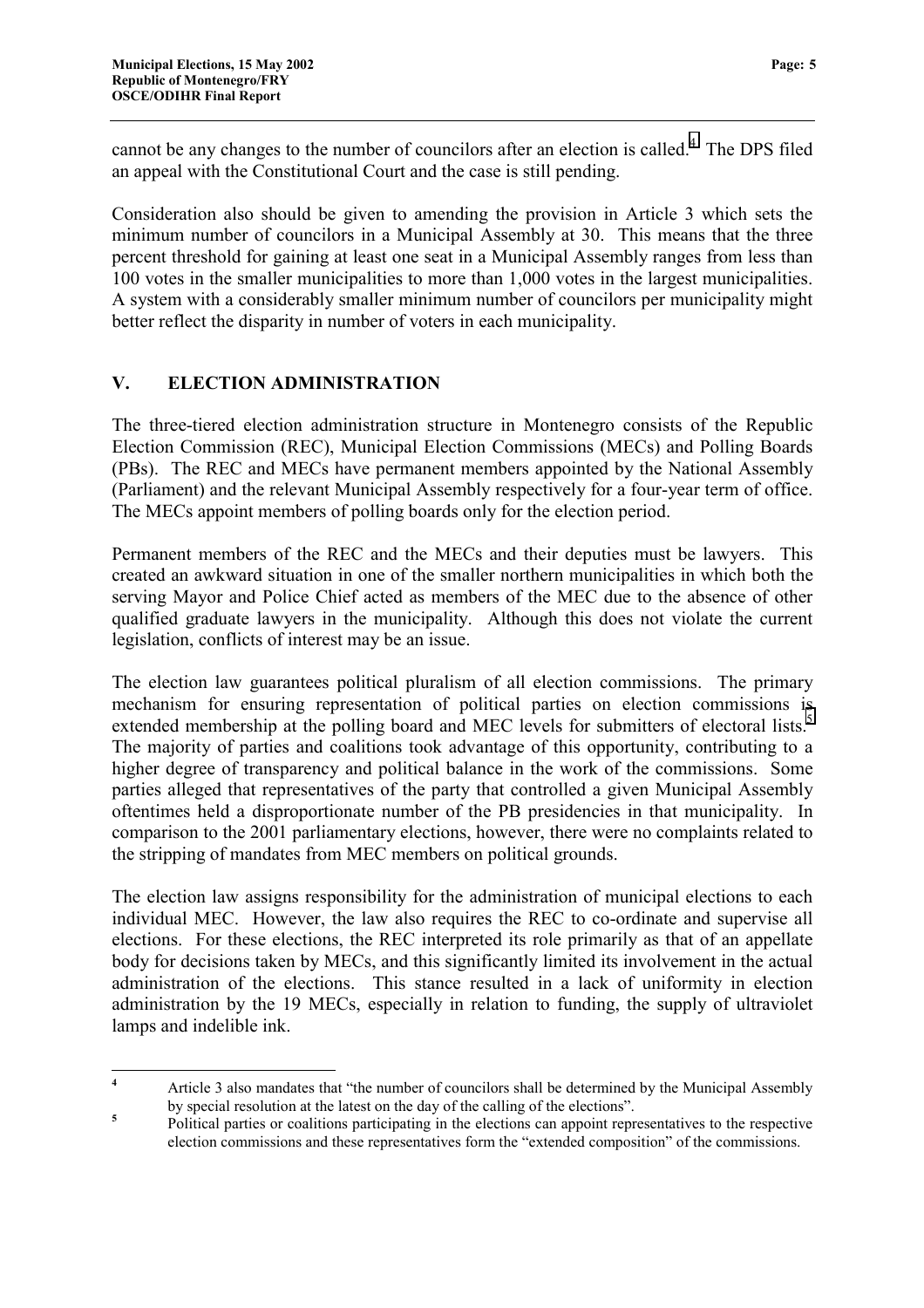cannot be any changes to the number of councilors after an election is called.[4] The DPS filed an appeal with the Constitutional Court and the case is still pending.

Consideration also should be given to amending the provision in Article 3 which sets the minimum number of councilors in a Municipal Assembly at 30. This means that the three percent threshold for gaining at least one seat in a Municipal Assembly ranges from less than 100 votes in the smaller municipalities to more than 1,000 votes in the largest municipalities. A system with a considerably smaller minimum number of councilors per municipality might better reflect the disparity in number of voters in each municipality.

## V. ELECTION ADMINISTRATION

The three-tiered election administration structure in Montenegro consists of the Republic Election Commission (REC), Municipal Election Commissions (MECs) and Polling Boards (PBs). The REC and MECs have permanent members appointed by the National Assembly (Parliament) and the relevant Municipal Assembly respectively for a four-year term of office. The MECs appoint members of polling boards only for the election period.

Permanent members of the REC and the MECs and their deputies must be lawyers. This created an awkward situation in one of the smaller northern municipalities in which both the serving Mayor and Police Chief acted as members of the MEC due to the absence of other qualified graduate lawyers in the municipality. Although this does not violate the current legislation, conflicts of interest may be an issue.

The election law guarantees political pluralism of all election commissions. The primary mechanism for ensuring representation of political parties on election commissions is extended membership at the polling board and MEC levels for submitters of electoral lists.[5] The majority of parties and coalitions took advantage of this opportunity, contributing to a higher degree of transparency and political balance in the work of the commissions. Some parties alleged that representatives of the party that controlled a given Municipal Assembly oftentimes held a disproportionate number of the PB presidencies in that municipality. In comparison to the 2001 parliamentary elections, however, there were no complaints related to the stripping of mandates from MEC members on political grounds.

The election law assigns responsibility for the administration of municipal elections to each individual MEC. However, the law also requires the REC to co-ordinate and supervise all elections. For these elections, the REC interpreted its role primarily as that of an appellate body for decisions taken by MECs, and this significantly limited its involvement in the actual administration of the elections. This stance resulted in a lack of uniformity in election administration by the 19 MECs, especially in relation to funding, the supply of ultraviolet lamps and indelible ink.

---

[4] Article 3 also mandates that "the number of councilors shall be determined by the Municipal Assembly by special resolution at the latest on the day of the calling of the elections".

[5] Political parties or coalitions participating in the elections can appoint representatives to the respective election commissions and these representatives form the "extended composition" of the commissions.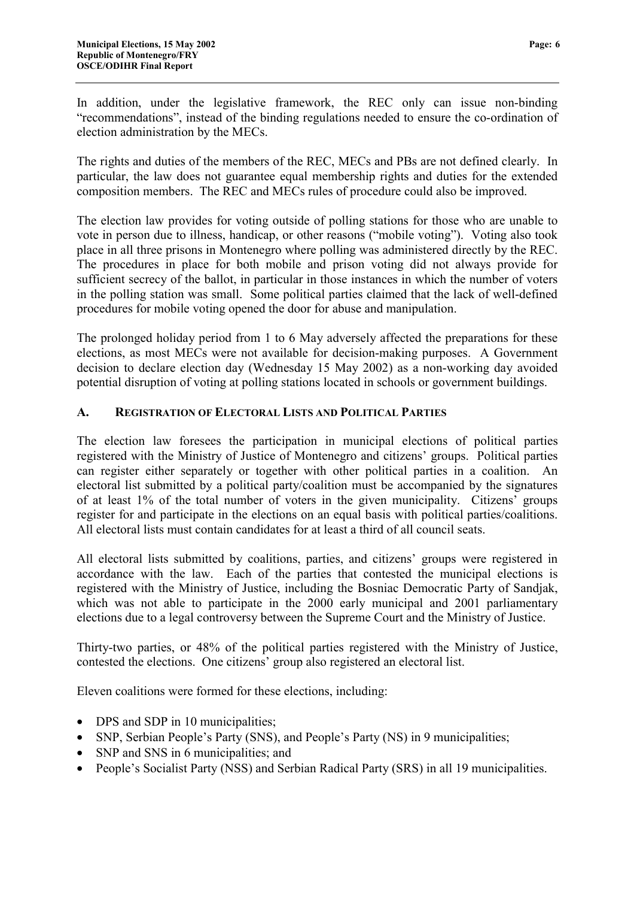In addition, under the legislative framework, the REC only can issue non-binding "recommendations", instead of the binding regulations needed to ensure the co-ordination of election administration by the MECs.

The rights and duties of the members of the REC, MECs and PBs are not defined clearly. In particular, the law does not guarantee equal membership rights and duties for the extended composition members. The REC and MECs rules of procedure could also be improved.

The election law provides for voting outside of polling stations for those who are unable to vote in person due to illness, handicap, or other reasons ("mobile voting"). Voting also took place in all three prisons in Montenegro where polling was administered directly by the REC. The procedures in place for both mobile and prison voting did not always provide for sufficient secrecy of the ballot, in particular in those instances in which the number of voters in the polling station was small. Some political parties claimed that the lack of well-defined procedures for mobile voting opened the door for abuse and manipulation.

The prolonged holiday period from 1 to 6 May adversely affected the preparations for these elections, as most MECs were not available for decision-making purposes. A Government decision to declare election day (Wednesday 15 May 2002) as a non-working day avoided potential disruption of voting at polling stations located in schools or government buildings.

## A. Registration of Electoral Lists and Political Parties

The election law foresees the participation in municipal elections of political parties registered with the Ministry of Justice of Montenegro and citizens' groups. Political parties can register either separately or together with other political parties in a coalition. An electoral list submitted by a political party/coalition must be accompanied by the signatures of at least 1% of the total number of voters in the given municipality. Citizens' groups register for and participate in the elections on an equal basis with political parties/coalitions. All electoral lists must contain candidates for at least a third of all council seats.

All electoral lists submitted by coalitions, parties, and citizens' groups were registered in accordance with the law. Each of the parties that contested the municipal elections is registered with the Ministry of Justice, including the Bosniac Democratic Party of Sandjak, which was not able to participate in the 2000 early municipal and 2001 parliamentary elections due to a legal controversy between the Supreme Court and the Ministry of Justice.

Thirty-two parties, or 48% of the political parties registered with the Ministry of Justice, contested the elections. One citizens' group also registered an electoral list.

Eleven coalitions were formed for these elections, including:

- DPS and SDP in 10 municipalities;
- SNP, Serbian People's Party (SNS), and People's Party (NS) in 9 municipalities;
- SNP and SNS in 6 municipalities; and
- People's Socialist Party (NSS) and Serbian Radical Party (SRS) in all 19 municipalities.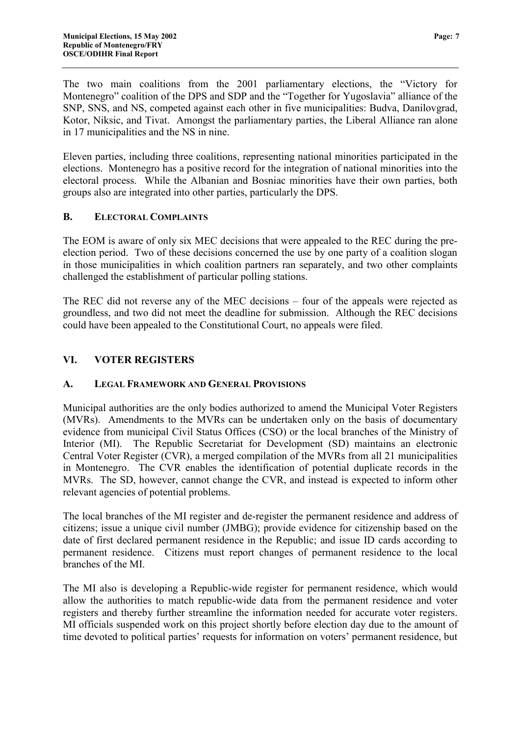The two main coalitions from the 2001 parliamentary elections, the "Victory for Montenegro" coalition of the DPS and SDP and the "Together for Yugoslavia" alliance of the SNP, SNS, and NS, competed against each other in five municipalities: Budva, Danilovgrad, Kotor, Niksic, and Tivat. Amongst the parliamentary parties, the Liberal Alliance ran alone in 17 municipalities and the NS in nine.

Eleven parties, including three coalitions, representing national minorities participated in the elections. Montenegro has a positive record for the integration of national minorities into the electoral process. While the Albanian and Bosniac minorities have their own parties, both groups also are integrated into other parties, particularly the DPS.

### B. ELECTORAL COMPLAINTS

The EOM is aware of only six MEC decisions that were appealed to the REC during the pre-election period. Two of these decisions concerned the use by one party of a coalition slogan in those municipalities in which coalition partners ran separately, and two other complaints challenged the establishment of particular polling stations.

The REC did not reverse any of the MEC decisions – four of the appeals were rejected as groundless, and two did not meet the deadline for submission. Although the REC decisions could have been appealed to the Constitutional Court, no appeals were filed.

## VI. VOTER REGISTERS

### A. LEGAL FRAMEWORK AND GENERAL PROVISIONS

Municipal authorities are the only bodies authorized to amend the Municipal Voter Registers (MVRs). Amendments to the MVRs can be undertaken only on the basis of documentary evidence from municipal Civil Status Offices (CSO) or the local branches of the Ministry of Interior (MI). The Republic Secretariat for Development (SD) maintains an electronic Central Voter Register (CVR), a merged compilation of the MVRs from all 21 municipalities in Montenegro. The CVR enables the identification of potential duplicate records in the MVRs. The SD, however, cannot change the CVR, and instead is expected to inform other relevant agencies of potential problems.

The local branches of the MI register and de-register the permanent residence and address of citizens; issue a unique civil number (JMBG); provide evidence for citizenship based on the date of first declared permanent residence in the Republic; and issue ID cards according to permanent residence. Citizens must report changes of permanent residence to the local branches of the MI.

The MI also is developing a Republic-wide register for permanent residence, which would allow the authorities to match republic-wide data from the permanent residence and voter registers and thereby further streamline the information needed for accurate voter registers. MI officials suspended work on this project shortly before election day due to the amount of time devoted to political parties' requests for information on voters' permanent residence, but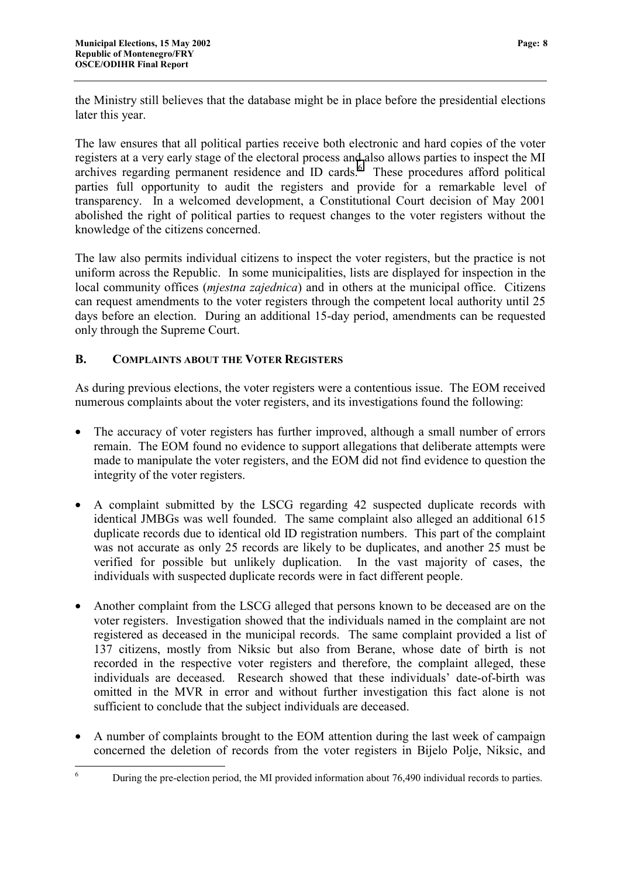the Ministry still believes that the database might be in place before the presidential elections later this year.

The law ensures that all political parties receive both electronic and hard copies of the voter registers at a very early stage of the electoral process and also allows parties to inspect the MI archives regarding permanent residence and ID cards.[6] These procedures afford political parties full opportunity to audit the registers and provide for a remarkable level of transparency. In a welcomed development, a Constitutional Court decision of May 2001 abolished the right of political parties to request changes to the voter registers without the knowledge of the citizens concerned.

The law also permits individual citizens to inspect the voter registers, but the practice is not uniform across the Republic. In some municipalities, lists are displayed for inspection in the local community offices (*mjestna zajednica*) and in others at the municipal office. Citizens can request amendments to the voter registers through the competent local authority until 25 days before an election. During an additional 15-day period, amendments can be requested only through the Supreme Court.

### B. Complaints about the Voter Registers

As during previous elections, the voter registers were a contentious issue. The EOM received numerous complaints about the voter registers, and its investigations found the following:

- The accuracy of voter registers has further improved, although a small number of errors remain. The EOM found no evidence to support allegations that deliberate attempts were made to manipulate the voter registers, and the EOM did not find evidence to question the integrity of the voter registers.
- A complaint submitted by the LSCG regarding 42 suspected duplicate records with identical JMBGs was well founded. The same complaint also alleged an additional 615 duplicate records due to identical old ID registration numbers. This part of the complaint was not accurate as only 25 records are likely to be duplicates, and another 25 must be verified for possible but unlikely duplication. In the vast majority of cases, the individuals with suspected duplicate records were in fact different people.
- Another complaint from the LSCG alleged that persons known to be deceased are on the voter registers. Investigation showed that the individuals named in the complaint are not registered as deceased in the municipal records. The same complaint provided a list of 137 citizens, mostly from Niksic but also from Berane, whose date of birth is not recorded in the respective voter registers and therefore, the complaint alleged, these individuals are deceased. Research showed that these individuals' date-of-birth was omitted in the MVR in error and without further investigation this fact alone is not sufficient to conclude that the subject individuals are deceased.
- A number of complaints brought to the EOM attention during the last week of campaign concerned the deletion of records from the voter registers in Bijelo Polje, Niksic, and

---

[6] During the pre-election period, the MI provided information about 76,490 individual records to parties.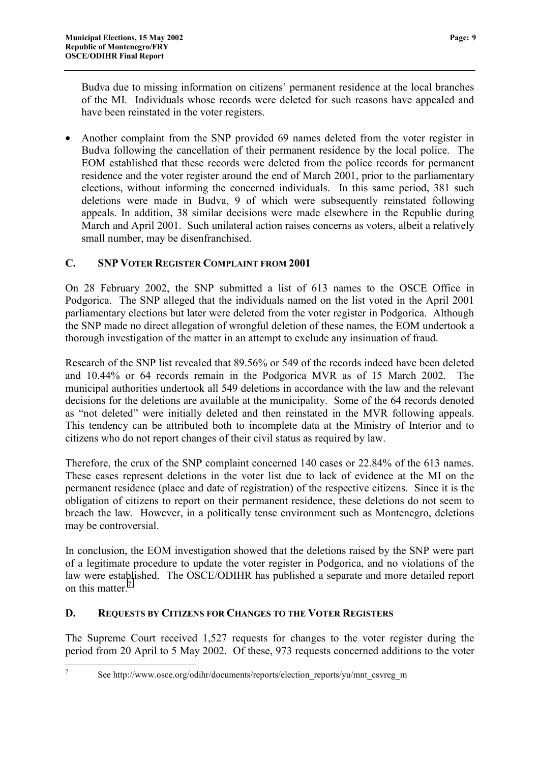Budva due to missing information on citizens' permanent residence at the local branches of the MI. Individuals whose records were deleted for such reasons have appealed and have been reinstated in the voter registers.

- Another complaint from the SNP provided 69 names deleted from the voter register in Budva following the cancellation of their permanent residence by the local police. The EOM established that these records were deleted from the police records for permanent residence and the voter register around the end of March 2001, prior to the parliamentary elections, without informing the concerned individuals. In this same period, 381 such deletions were made in Budva, 9 of which were subsequently reinstated following appeals. In addition, 38 similar decisions were made elsewhere in the Republic during March and April 2001. Such unilateral action raises concerns as voters, albeit a relatively small number, may be disenfranchised.

### C. SNP Voter Register Complaint from 2001

On 28 February 2002, the SNP submitted a list of 613 names to the OSCE Office in Podgorica. The SNP alleged that the individuals named on the list voted in the April 2001 parliamentary elections but later were deleted from the voter register in Podgorica. Although the SNP made no direct allegation of wrongful deletion of these names, the EOM undertook a thorough investigation of the matter in an attempt to exclude any insinuation of fraud.

Research of the SNP list revealed that 89.56% or 549 of the records indeed have been deleted and 10.44% or 64 records remain in the Podgorica MVR as of 15 March 2002. The municipal authorities undertook all 549 deletions in accordance with the law and the relevant decisions for the deletions are available at the municipality. Some of the 64 records denoted as "not deleted" were initially deleted and then reinstated in the MVR following appeals. This tendency can be attributed both to incomplete data at the Ministry of Interior and to citizens who do not report changes of their civil status as required by law.

Therefore, the crux of the SNP complaint concerned 140 cases or 22.84% of the 613 names. These cases represent deletions in the voter list due to lack of evidence at the MI on the permanent residence (place and date of registration) of the respective citizens. Since it is the obligation of citizens to report on their permanent residence, these deletions do not seem to breach the law. However, in a politically tense environment such as Montenegro, deletions may be controversial.

In conclusion, the EOM investigation showed that the deletions raised by the SNP were part of a legitimate procedure to update the voter register in Podgorica, and no violations of the law were established. The OSCE/ODIHR has published a separate and more detailed report on this matter.[7]

### D. Requests by Citizens for Changes to the Voter Registers

The Supreme Court received 1,527 requests for changes to the voter register during the period from 20 April to 5 May 2002. Of these, 973 requests concerned additions to the voter

[7] See http://www.osce.org/odihr/documents/reports/election_reports/yu/mnt_csvreg_m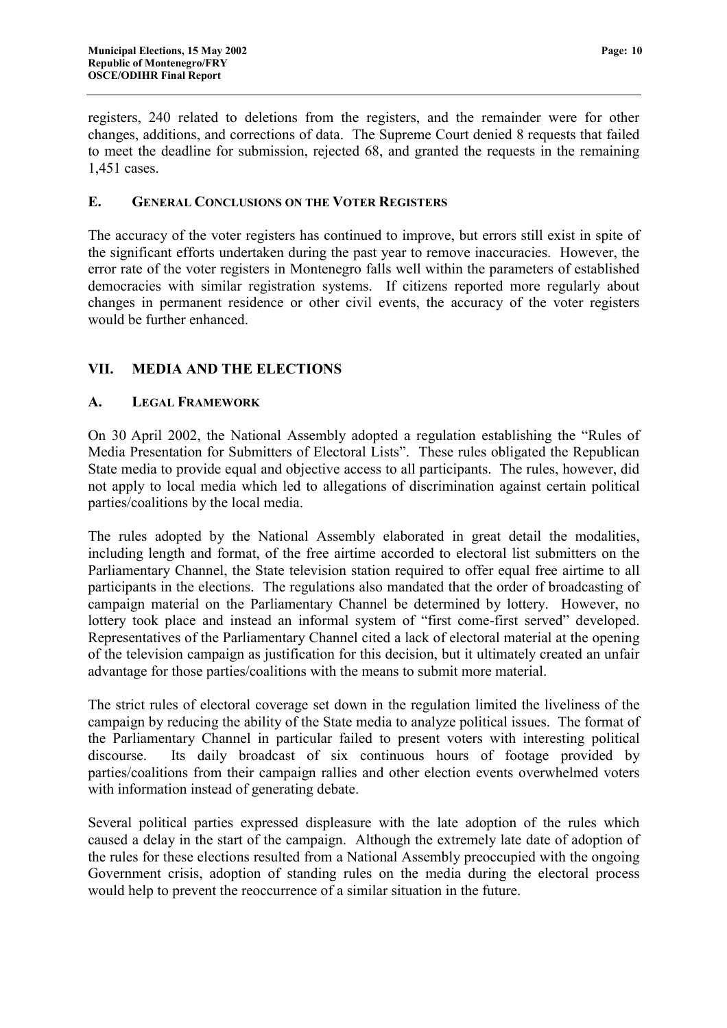registers, 240 related to deletions from the registers, and the remainder were for other changes, additions, and corrections of data. The Supreme Court denied 8 requests that failed to meet the deadline for submission, rejected 68, and granted the requests in the remaining 1,451 cases.

### E. GENERAL CONCLUSIONS ON THE VOTER REGISTERS

The accuracy of the voter registers has continued to improve, but errors still exist in spite of the significant efforts undertaken during the past year to remove inaccuracies. However, the error rate of the voter registers in Montenegro falls well within the parameters of established democracies with similar registration systems. If citizens reported more regularly about changes in permanent residence or other civil events, the accuracy of the voter registers would be further enhanced.

## VII. MEDIA AND THE ELECTIONS

### A. LEGAL FRAMEWORK

On 30 April 2002, the National Assembly adopted a regulation establishing the "Rules of Media Presentation for Submitters of Electoral Lists". These rules obligated the Republican State media to provide equal and objective access to all participants. The rules, however, did not apply to local media which led to allegations of discrimination against certain political parties/coalitions by the local media.

The rules adopted by the National Assembly elaborated in great detail the modalities, including length and format, of the free airtime accorded to electoral list submitters on the Parliamentary Channel, the State television station required to offer equal free airtime to all participants in the elections. The regulations also mandated that the order of broadcasting of campaign material on the Parliamentary Channel be determined by lottery. However, no lottery took place and instead an informal system of "first come-first served" developed. Representatives of the Parliamentary Channel cited a lack of electoral material at the opening of the television campaign as justification for this decision, but it ultimately created an unfair advantage for those parties/coalitions with the means to submit more material.

The strict rules of electoral coverage set down in the regulation limited the liveliness of the campaign by reducing the ability of the State media to analyze political issues. The format of the Parliamentary Channel in particular failed to present voters with interesting political discourse. Its daily broadcast of six continuous hours of footage provided by parties/coalitions from their campaign rallies and other election events overwhelmed voters with information instead of generating debate.

Several political parties expressed displeasure with the late adoption of the rules which caused a delay in the start of the campaign. Although the extremely late date of adoption of the rules for these elections resulted from a National Assembly preoccupied with the ongoing Government crisis, adoption of standing rules on the media during the electoral process would help to prevent the reoccurrence of a similar situation in the future.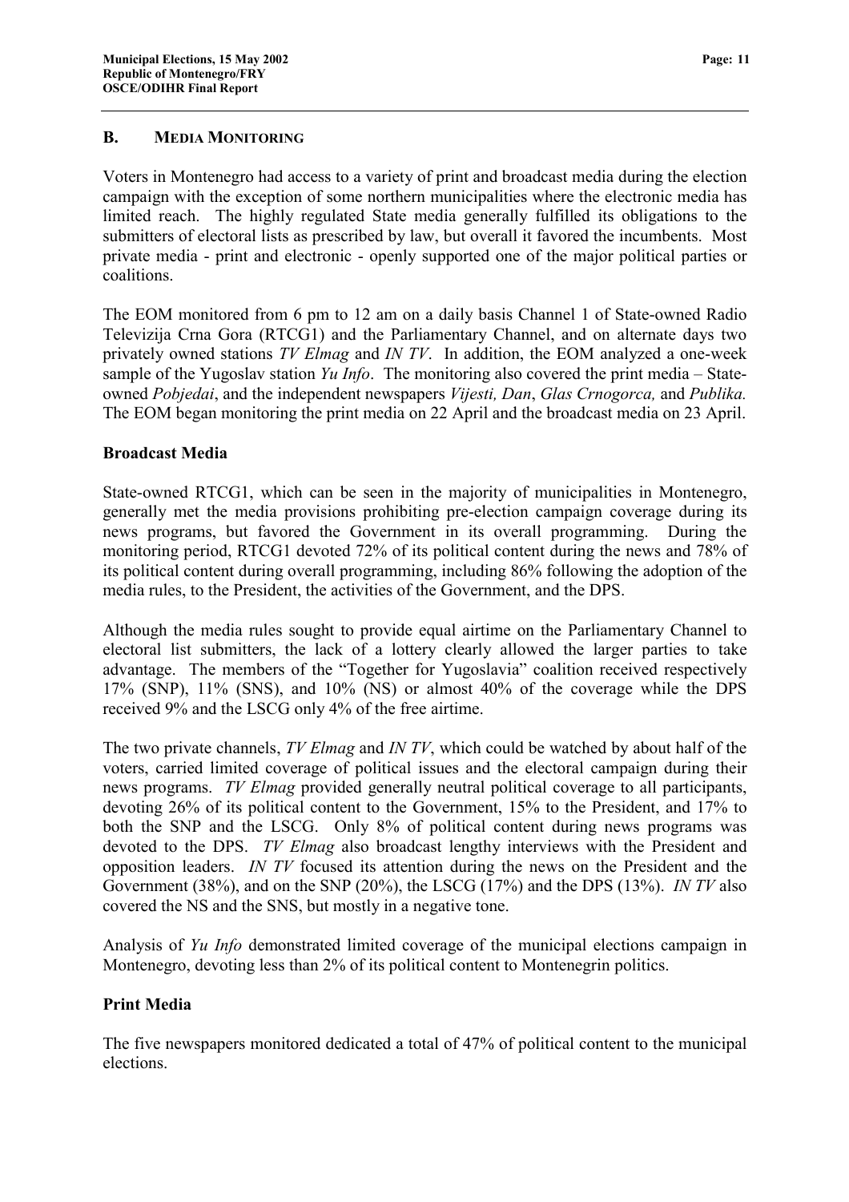## B. MEDIA MONITORING

Voters in Montenegro had access to a variety of print and broadcast media during the election campaign with the exception of some northern municipalities where the electronic media has limited reach. The highly regulated State media generally fulfilled its obligations to the submitters of electoral lists as prescribed by law, but overall it favored the incumbents. Most private media - print and electronic - openly supported one of the major political parties or coalitions.

The EOM monitored from 6 pm to 12 am on a daily basis Channel 1 of State-owned Radio Televizija Crna Gora (RTCG1) and the Parliamentary Channel, and on alternate days two privately owned stations *TV Elmag* and *IN TV*. In addition, the EOM analyzed a one-week sample of the Yugoslav station *Yu Info*. The monitoring also covered the print media – State-owned *Pobjedai*, and the independent newspapers *Vijesti, Dan*, *Glas Crnogorca,* and *Publika.* The EOM began monitoring the print media on 22 April and the broadcast media on 23 April.

### Broadcast Media

State-owned RTCG1, which can be seen in the majority of municipalities in Montenegro, generally met the media provisions prohibiting pre-election campaign coverage during its news programs, but favored the Government in its overall programming. During the monitoring period, RTCG1 devoted 72% of its political content during the news and 78% of its political content during overall programming, including 86% following the adoption of the media rules, to the President, the activities of the Government, and the DPS.

Although the media rules sought to provide equal airtime on the Parliamentary Channel to electoral list submitters, the lack of a lottery clearly allowed the larger parties to take advantage. The members of the "Together for Yugoslavia" coalition received respectively 17% (SNP), 11% (SNS), and 10% (NS) or almost 40% of the coverage while the DPS received 9% and the LSCG only 4% of the free airtime.

The two private channels, *TV Elmag* and *IN TV*, which could be watched by about half of the voters, carried limited coverage of political issues and the electoral campaign during their news programs. *TV Elmag* provided generally neutral political coverage to all participants, devoting 26% of its political content to the Government, 15% to the President, and 17% to both the SNP and the LSCG. Only 8% of political content during news programs was devoted to the DPS. *TV Elmag* also broadcast lengthy interviews with the President and opposition leaders. *IN TV* focused its attention during the news on the President and the Government (38%), and on the SNP (20%), the LSCG (17%) and the DPS (13%). *IN TV* also covered the NS and the SNS, but mostly in a negative tone.

Analysis of *Yu Info* demonstrated limited coverage of the municipal elections campaign in Montenegro, devoting less than 2% of its political content to Montenegrin politics.

### Print Media

The five newspapers monitored dedicated a total of 47% of political content to the municipal elections.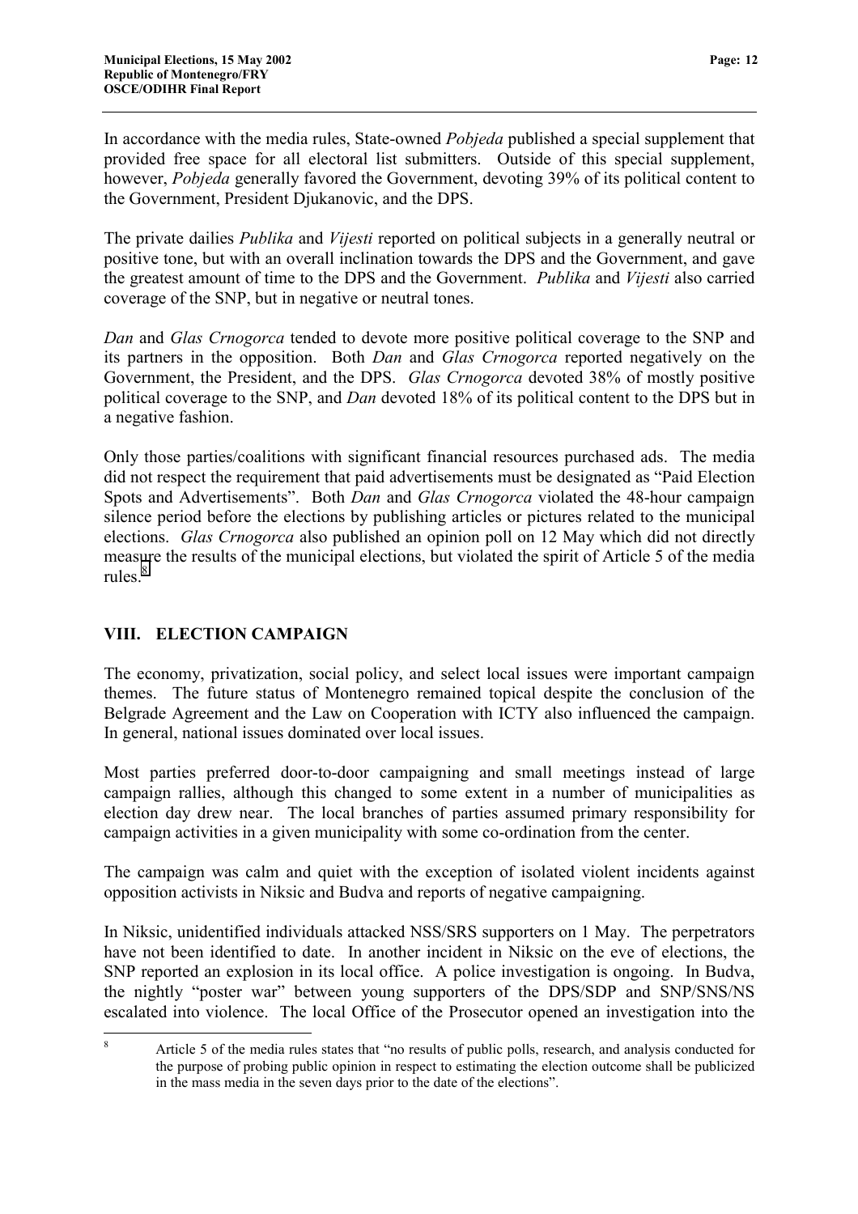In accordance with the media rules, State-owned *Pobjeda* published a special supplement that provided free space for all electoral list submitters. Outside of this special supplement, however, *Pobjeda* generally favored the Government, devoting 39% of its political content to the Government, President Djukanovic, and the DPS.

The private dailies *Publika* and *Vijesti* reported on political subjects in a generally neutral or positive tone, but with an overall inclination towards the DPS and the Government, and gave the greatest amount of time to the DPS and the Government. *Publika* and *Vijesti* also carried coverage of the SNP, but in negative or neutral tones.

*Dan* and *Glas Crnogorca* tended to devote more positive political coverage to the SNP and its partners in the opposition. Both *Dan* and *Glas Crnogorca* reported negatively on the Government, the President, and the DPS. *Glas Crnogorca* devoted 38% of mostly positive political coverage to the SNP, and *Dan* devoted 18% of its political content to the DPS but in a negative fashion.

Only those parties/coalitions with significant financial resources purchased ads. The media did not respect the requirement that paid advertisements must be designated as "Paid Election Spots and Advertisements". Both *Dan* and *Glas Crnogorca* violated the 48-hour campaign silence period before the elections by publishing articles or pictures related to the municipal elections. *Glas Crnogorca* also published an opinion poll on 12 May which did not directly measure the results of the municipal elections, but violated the spirit of Article 5 of the media rules.[8]

## VIII. ELECTION CAMPAIGN

The economy, privatization, social policy, and select local issues were important campaign themes. The future status of Montenegro remained topical despite the conclusion of the Belgrade Agreement and the Law on Cooperation with ICTY also influenced the campaign. In general, national issues dominated over local issues.

Most parties preferred door-to-door campaigning and small meetings instead of large campaign rallies, although this changed to some extent in a number of municipalities as election day drew near. The local branches of parties assumed primary responsibility for campaign activities in a given municipality with some co-ordination from the center.

The campaign was calm and quiet with the exception of isolated violent incidents against opposition activists in Niksic and Budva and reports of negative campaigning.

In Niksic, unidentified individuals attacked NSS/SRS supporters on 1 May. The perpetrators have not been identified to date. In another incident in Niksic on the eve of elections, the SNP reported an explosion in its local office. A police investigation is ongoing. In Budva, the nightly "poster war" between young supporters of the DPS/SDP and SNP/SNS/NS escalated into violence. The local Office of the Prosecutor opened an investigation into the

---

[8] Article 5 of the media rules states that "no results of public polls, research, and analysis conducted for the purpose of probing public opinion in respect to estimating the election outcome shall be publicized in the mass media in the seven days prior to the date of the elections".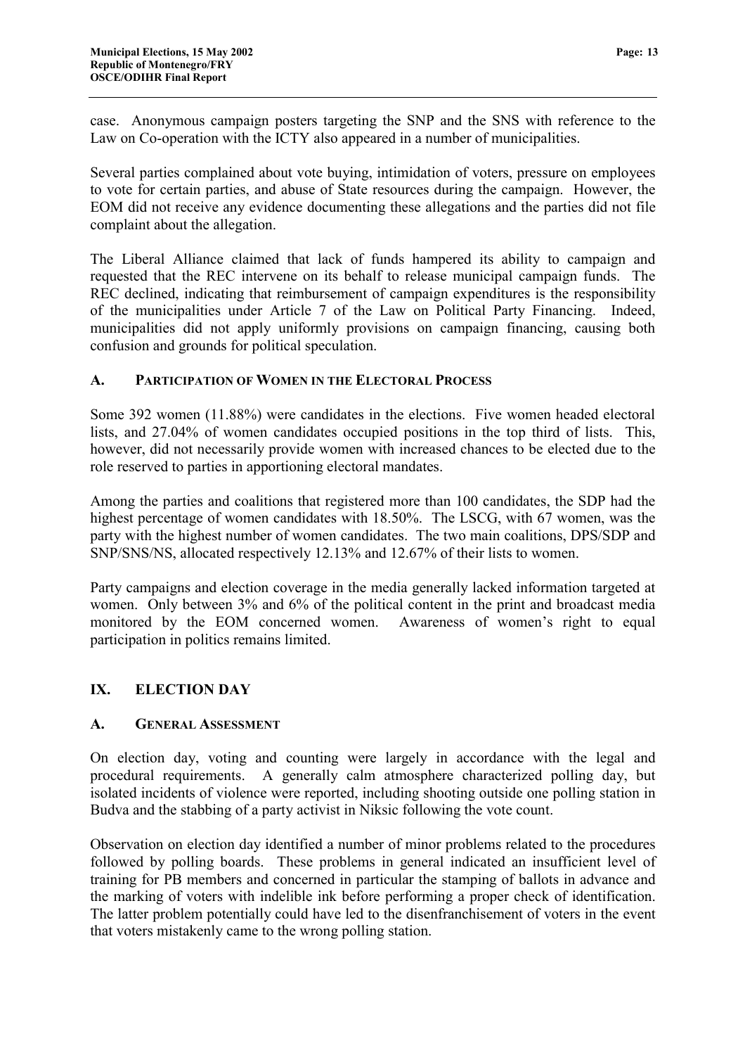case. Anonymous campaign posters targeting the SNP and the SNS with reference to the Law on Co-operation with the ICTY also appeared in a number of municipalities.

Several parties complained about vote buying, intimidation of voters, pressure on employees to vote for certain parties, and abuse of State resources during the campaign. However, the EOM did not receive any evidence documenting these allegations and the parties did not file complaint about the allegation.

The Liberal Alliance claimed that lack of funds hampered its ability to campaign and requested that the REC intervene on its behalf to release municipal campaign funds. The REC declined, indicating that reimbursement of campaign expenditures is the responsibility of the municipalities under Article 7 of the Law on Political Party Financing. Indeed, municipalities did not apply uniformly provisions on campaign financing, causing both confusion and grounds for political speculation.

### A. Participation of Women in the Electoral Process

Some 392 women (11.88%) were candidates in the elections. Five women headed electoral lists, and 27.04% of women candidates occupied positions in the top third of lists. This, however, did not necessarily provide women with increased chances to be elected due to the role reserved to parties in apportioning electoral mandates.

Among the parties and coalitions that registered more than 100 candidates, the SDP had the highest percentage of women candidates with 18.50%. The LSCG, with 67 women, was the party with the highest number of women candidates. The two main coalitions, DPS/SDP and SNP/SNS/NS, allocated respectively 12.13% and 12.67% of their lists to women.

Party campaigns and election coverage in the media generally lacked information targeted at women. Only between 3% and 6% of the political content in the print and broadcast media monitored by the EOM concerned women. Awareness of women's right to equal participation in politics remains limited.

## IX. ELECTION DAY

### A. General Assessment

On election day, voting and counting were largely in accordance with the legal and procedural requirements. A generally calm atmosphere characterized polling day, but isolated incidents of violence were reported, including shooting outside one polling station in Budva and the stabbing of a party activist in Niksic following the vote count.

Observation on election day identified a number of minor problems related to the procedures followed by polling boards. These problems in general indicated an insufficient level of training for PB members and concerned in particular the stamping of ballots in advance and the marking of voters with indelible ink before performing a proper check of identification. The latter problem potentially could have led to the disenfranchisement of voters in the event that voters mistakenly came to the wrong polling station.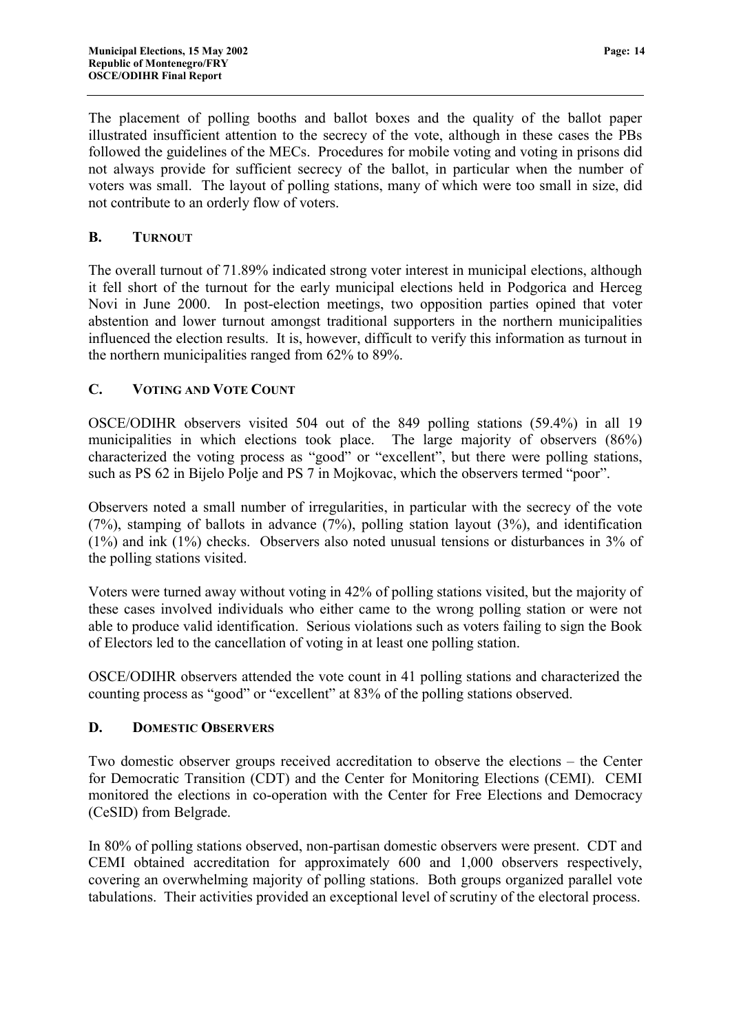The placement of polling booths and ballot boxes and the quality of the ballot paper illustrated insufficient attention to the secrecy of the vote, although in these cases the PBs followed the guidelines of the MECs. Procedures for mobile voting and voting in prisons did not always provide for sufficient secrecy of the ballot, in particular when the number of voters was small. The layout of polling stations, many of which were too small in size, did not contribute to an orderly flow of voters.

### B. TURNOUT

The overall turnout of 71.89% indicated strong voter interest in municipal elections, although it fell short of the turnout for the early municipal elections held in Podgorica and Herceg Novi in June 2000. In post-election meetings, two opposition parties opined that voter abstention and lower turnout amongst traditional supporters in the northern municipalities influenced the election results. It is, however, difficult to verify this information as turnout in the northern municipalities ranged from 62% to 89%.

### C. VOTING AND VOTE COUNT

OSCE/ODIHR observers visited 504 out of the 849 polling stations (59.4%) in all 19 municipalities in which elections took place. The large majority of observers (86%) characterized the voting process as "good" or "excellent", but there were polling stations, such as PS 62 in Bijelo Polje and PS 7 in Mojkovac, which the observers termed "poor".

Observers noted a small number of irregularities, in particular with the secrecy of the vote (7%), stamping of ballots in advance (7%), polling station layout (3%), and identification (1%) and ink (1%) checks. Observers also noted unusual tensions or disturbances in 3% of the polling stations visited.

Voters were turned away without voting in 42% of polling stations visited, but the majority of these cases involved individuals who either came to the wrong polling station or were not able to produce valid identification. Serious violations such as voters failing to sign the Book of Electors led to the cancellation of voting in at least one polling station.

OSCE/ODIHR observers attended the vote count in 41 polling stations and characterized the counting process as "good" or "excellent" at 83% of the polling stations observed.

### D. DOMESTIC OBSERVERS

Two domestic observer groups received accreditation to observe the elections – the Center for Democratic Transition (CDT) and the Center for Monitoring Elections (CEMI). CEMI monitored the elections in co-operation with the Center for Free Elections and Democracy (CeSID) from Belgrade.

In 80% of polling stations observed, non-partisan domestic observers were present. CDT and CEMI obtained accreditation for approximately 600 and 1,000 observers respectively, covering an overwhelming majority of polling stations. Both groups organized parallel vote tabulations. Their activities provided an exceptional level of scrutiny of the electoral process.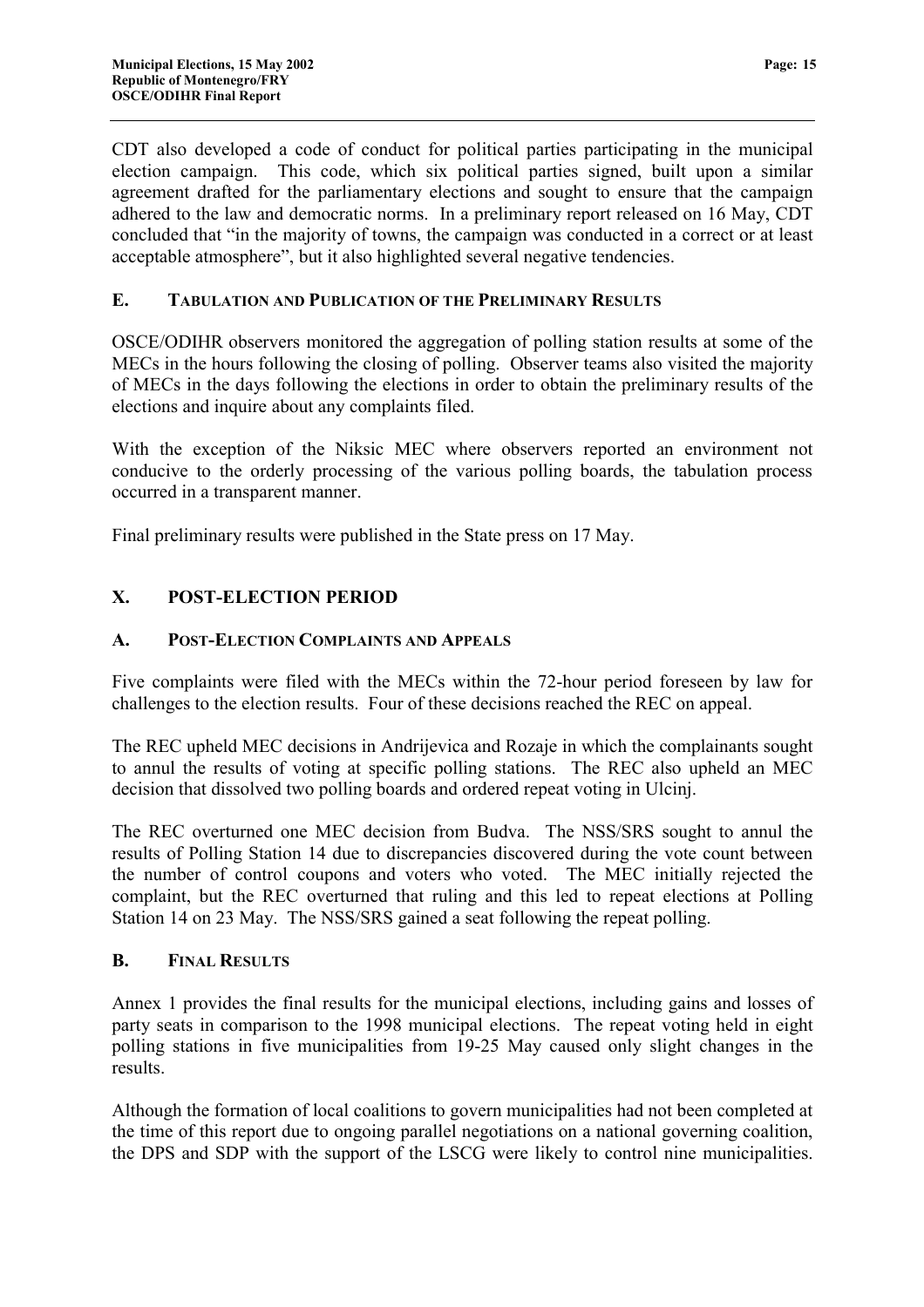CDT also developed a code of conduct for political parties participating in the municipal election campaign. This code, which six political parties signed, built upon a similar agreement drafted for the parliamentary elections and sought to ensure that the campaign adhered to the law and democratic norms. In a preliminary report released on 16 May, CDT concluded that "in the majority of towns, the campaign was conducted in a correct or at least acceptable atmosphere", but it also highlighted several negative tendencies.

### E. TABULATION AND PUBLICATION OF THE PRELIMINARY RESULTS

OSCE/ODIHR observers monitored the aggregation of polling station results at some of the MECs in the hours following the closing of polling. Observer teams also visited the majority of MECs in the days following the elections in order to obtain the preliminary results of the elections and inquire about any complaints filed.

With the exception of the Niksic MEC where observers reported an environment not conducive to the orderly processing of the various polling boards, the tabulation process occurred in a transparent manner.

Final preliminary results were published in the State press on 17 May.

## X. POST-ELECTION PERIOD

### A. POST-ELECTION COMPLAINTS AND APPEALS

Five complaints were filed with the MECs within the 72-hour period foreseen by law for challenges to the election results. Four of these decisions reached the REC on appeal.

The REC upheld MEC decisions in Andrijevica and Rozaje in which the complainants sought to annul the results of voting at specific polling stations. The REC also upheld an MEC decision that dissolved two polling boards and ordered repeat voting in Ulcinj.

The REC overturned one MEC decision from Budva. The NSS/SRS sought to annul the results of Polling Station 14 due to discrepancies discovered during the vote count between the number of control coupons and voters who voted. The MEC initially rejected the complaint, but the REC overturned that ruling and this led to repeat elections at Polling Station 14 on 23 May. The NSS/SRS gained a seat following the repeat polling.

### B. FINAL RESULTS

Annex 1 provides the final results for the municipal elections, including gains and losses of party seats in comparison to the 1998 municipal elections. The repeat voting held in eight polling stations in five municipalities from 19-25 May caused only slight changes in the results.

Although the formation of local coalitions to govern municipalities had not been completed at the time of this report due to ongoing parallel negotiations on a national governing coalition, the DPS and SDP with the support of the LSCG were likely to control nine municipalities.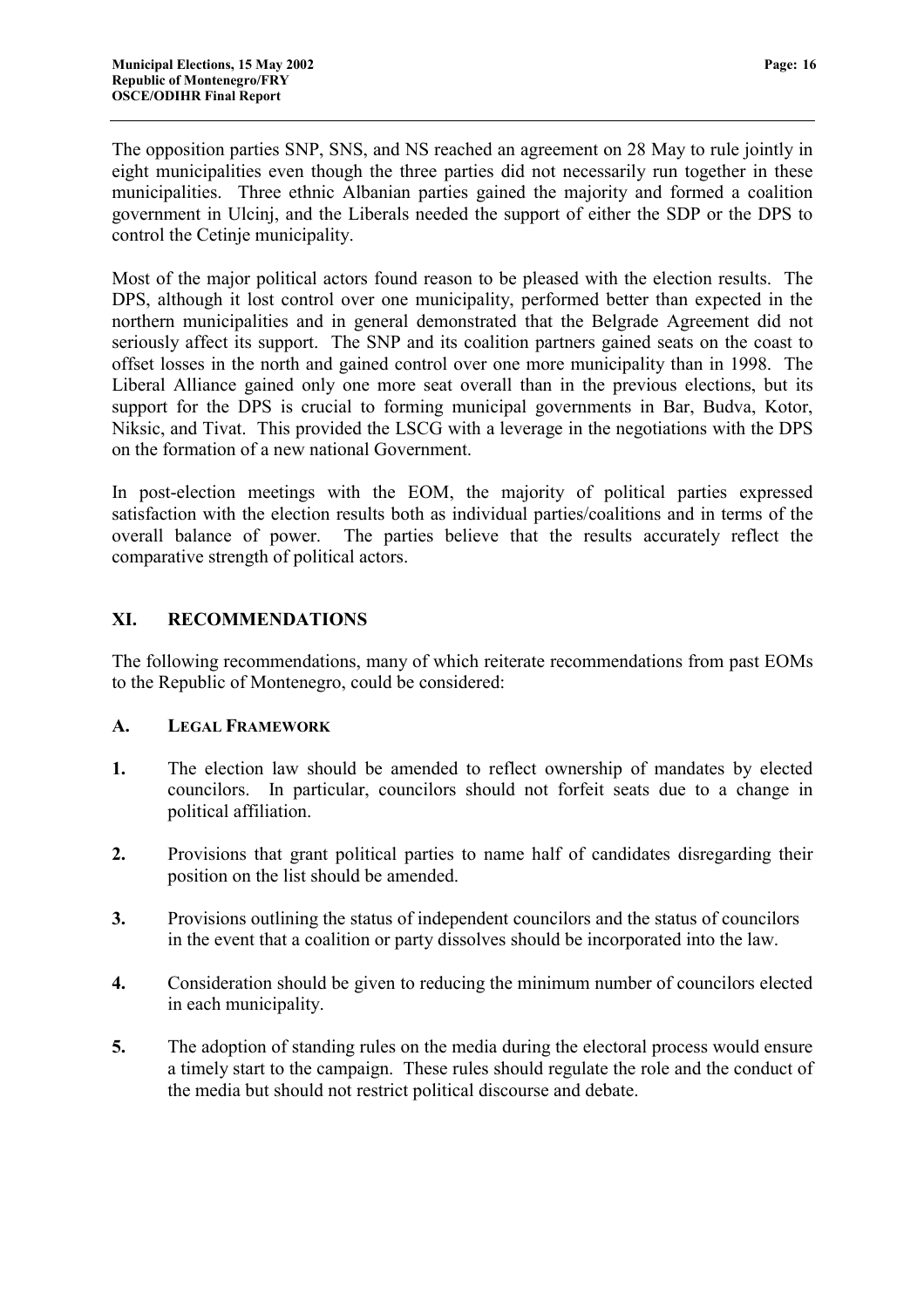The opposition parties SNP, SNS, and NS reached an agreement on 28 May to rule jointly in eight municipalities even though the three parties did not necessarily run together in these municipalities. Three ethnic Albanian parties gained the majority and formed a coalition government in Ulcinj, and the Liberals needed the support of either the SDP or the DPS to control the Cetinje municipality.

Most of the major political actors found reason to be pleased with the election results. The DPS, although it lost control over one municipality, performed better than expected in the northern municipalities and in general demonstrated that the Belgrade Agreement did not seriously affect its support. The SNP and its coalition partners gained seats on the coast to offset losses in the north and gained control over one more municipality than in 1998. The Liberal Alliance gained only one more seat overall than in the previous elections, but its support for the DPS is crucial to forming municipal governments in Bar, Budva, Kotor, Niksic, and Tivat. This provided the LSCG with a leverage in the negotiations with the DPS on the formation of a new national Government.

In post-election meetings with the EOM, the majority of political parties expressed satisfaction with the election results both as individual parties/coalitions and in terms of the overall balance of power. The parties believe that the results accurately reflect the comparative strength of political actors.

## XI. RECOMMENDATIONS

The following recommendations, many of which reiterate recommendations from past EOMs to the Republic of Montenegro, could be considered:

### A. LEGAL FRAMEWORK

**1.** The election law should be amended to reflect ownership of mandates by elected councilors. In particular, councilors should not forfeit seats due to a change in political affiliation.

**2.** Provisions that grant political parties to name half of candidates disregarding their position on the list should be amended.

**3.** Provisions outlining the status of independent councilors and the status of councilors in the event that a coalition or party dissolves should be incorporated into the law.

**4.** Consideration should be given to reducing the minimum number of councilors elected in each municipality.

**5.** The adoption of standing rules on the media during the electoral process would ensure a timely start to the campaign. These rules should regulate the role and the conduct of the media but should not restrict political discourse and debate.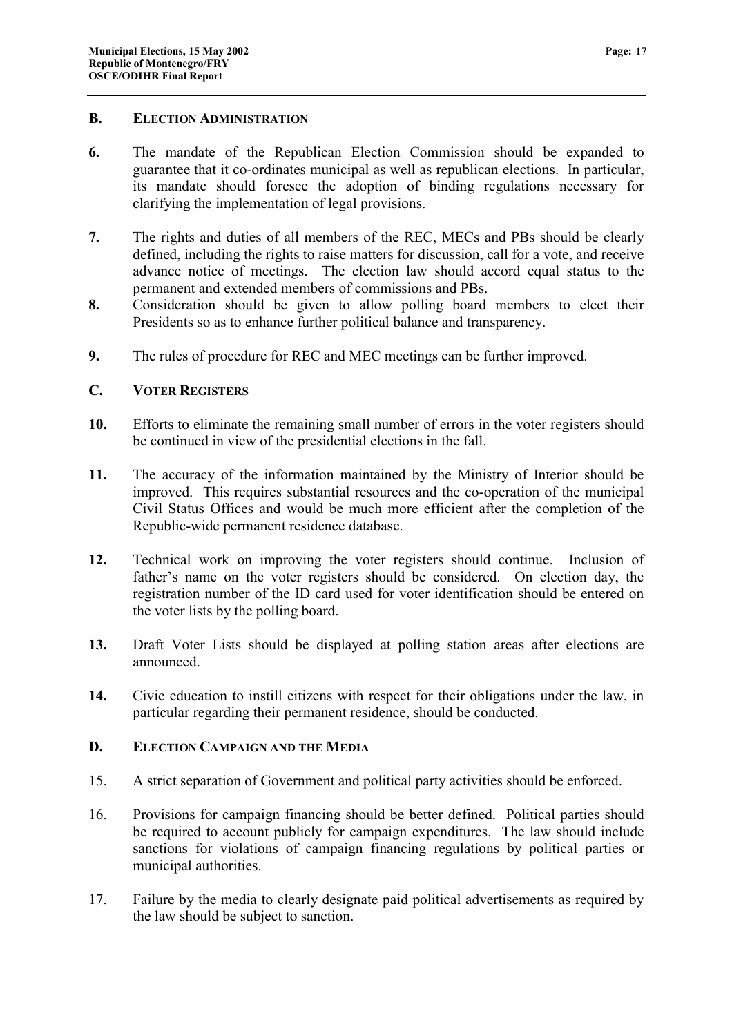## B. ELECTION ADMINISTRATION

**6.** The mandate of the Republican Election Commission should be expanded to guarantee that it co-ordinates municipal as well as republican elections. In particular, its mandate should foresee the adoption of binding regulations necessary for clarifying the implementation of legal provisions.

**7.** The rights and duties of all members of the REC, MECs and PBs should be clearly defined, including the rights to raise matters for discussion, call for a vote, and receive advance notice of meetings. The election law should accord equal status to the permanent and extended members of commissions and PBs.

**8.** Consideration should be given to allow polling board members to elect their Presidents so as to enhance further political balance and transparency.

**9.** The rules of procedure for REC and MEC meetings can be further improved.

## C. VOTER REGISTERS

**10.** Efforts to eliminate the remaining small number of errors in the voter registers should be continued in view of the presidential elections in the fall.

**11.** The accuracy of the information maintained by the Ministry of Interior should be improved. This requires substantial resources and the co-operation of the municipal Civil Status Offices and would be much more efficient after the completion of the Republic-wide permanent residence database.

**12.** Technical work on improving the voter registers should continue. Inclusion of father's name on the voter registers should be considered. On election day, the registration number of the ID card used for voter identification should be entered on the voter lists by the polling board.

**13.** Draft Voter Lists should be displayed at polling station areas after elections are announced.

**14.** Civic education to instill citizens with respect for their obligations under the law, in particular regarding their permanent residence, should be conducted.

## D. ELECTION CAMPAIGN AND THE MEDIA

15. A strict separation of Government and political party activities should be enforced.

16. Provisions for campaign financing should be better defined. Political parties should be required to account publicly for campaign expenditures. The law should include sanctions for violations of campaign financing regulations by political parties or municipal authorities.

17. Failure by the media to clearly designate paid political advertisements as required by the law should be subject to sanction.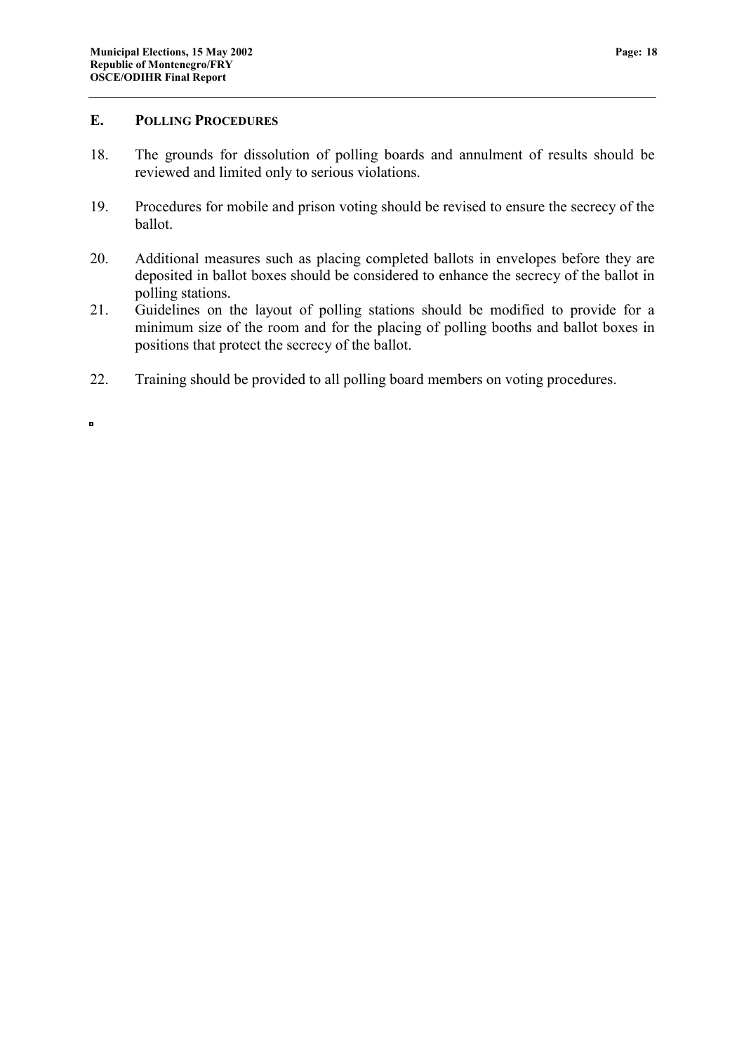## E. Polling Procedures

18. The grounds for dissolution of polling boards and annulment of results should be reviewed and limited only to serious violations.

19. Procedures for mobile and prison voting should be revised to ensure the secrecy of the ballot.

20. Additional measures such as placing completed ballots in envelopes before they are deposited in ballot boxes should be considered to enhance the secrecy of the ballot in polling stations.

21. Guidelines on the layout of polling stations should be modified to provide for a minimum size of the room and for the placing of polling booths and ballot boxes in positions that protect the secrecy of the ballot.

22. Training should be provided to all polling board members on voting procedures.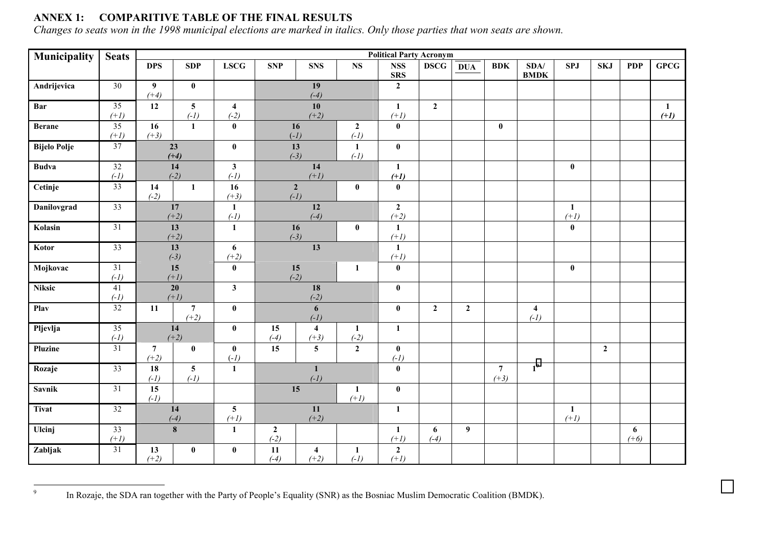## ANNEX 1: COMPARITIVE TABLE OF THE FINAL RESULTS

*Changes to seats won in the 1998 municipal elections are marked in italics. Only those parties that won seats are shown.*

| Municipality | Seats | Political Party Acronym | | | | | | | | | | | | | | |
|---|---|---|---|---|---|---|---|---|---|---|---|---|---|---|---|---|
| | | DPS | SDP | LSCG | SNP | SNS | NS | NSS SRS | DSCG | DUA | BDK | SDA/ BMDK | SPJ | SKJ | PDP | GPCG |
| **Andrijevica** | 30 | **9** *(+4)* | **0** | | **19** *(-4)* | | | **2** | | | | | | | | |
| **Bar** | 35 *(+1)* | **12** | **5** *(-1)* | **4** *(-2)* | **10** *(+2)* | | | **1** *(+1)* | **2** | | | | | | | **1** *(+1)* |
| **Berane** | 35 *(+1)* | **16** *(+3)* | **1** | **0** | **16** *(-1)* | | **2** *(-1)* | **0** | | | **0** | | | | | |
| **Bijelo Polje** | 37 | **23** *(+4)* | | **0** | **13** *(-3)* | | **1** *(-1)* | **0** | | | | | | | | |
| **Budva** | 32 *(-1)* | **14** *(-2)* | | **3** *(-1)* | **14** *(+1)* | | | **1** *(+1)* | | | | | **0** | | | |
| **Cetinje** | 33 | **14** *(-2)* | **1** | **16** *(+3)* | **2** *(-1)* | | **0** | **0** | | | | | | | | |
| **Danilovgrad** | 33 | **17** *(+2)* | | **1** *(-1)* | **12** *(-4)* | | | **2** *(+2)* | | | | | **1** *(+1)* | | | |
| **Kolasin** | 31 | **13** *(+2)* | | **1** | **16** *(-3)* | | **0** | **1** *(+1)* | | | | | **0** | | | |
| **Kotor** | 33 | **13** *(-3)* | | **6** *(+2)* | **13** | | | **1** *(+1)* | | | | | | | | |
| **Mojkovac** | 31 *(-1)* | **15** *(+1)* | | **0** | **15** *(-2)* | | **1** | **0** | | | | | **0** | | | |
| **Niksic** | 41 *(-1)* | **20** *(+1)* | | **3** | **18** *(-2)* | | | **0** | | | | | | | | |
| **Plav** | 32 | **11** | **7** *(+2)* | **0** | **6** *(-1)* | | | **0** | **2** | **2** | | **4** *(-1)* | | | | |
| **Pljevlja** | 35 *(-1)* | **14** *(+2)* | | **0** | **15** *(-4)* | **4** *(+3)* | **1** *(-2)* | **1** | | | | | | | | |
| **Pluzine** | 31 | **7** *(+2)* | **0** | **0** *(-1)* | **15** | **5** | **2** | **0** *(-1)* | | | | | | **2** | | |
| **Rozaje** | 33 | **18** *(-1)* | **5** *(-1)* | **1** | **1** *(-1)* | | | **0** | | | **7** *(+3)* | **1**[9] | | | | |
| **Savnik** | 31 | **15** *(-1)* | | | **15** | | **1** *(+1)* | **0** | | | | | | | | |
| **Tivat** | 32 | **14** *(-4)* | | **5** *(+1)* | **11** *(+2)* | | | **1** | | | | | **1** *(+1)* | | | |
| **Ulcinj** | 33 *(+1)* | **8** | | **1** | **2** *(-2)* | | | **1** *(+1)* | **6** *(-4)* | **9** | | | | | **6** *(+6)* | |
| **Zabljak** | 31 | **13** *(+2)* | **0** | **0** | **11** *(-4)* | **4** *(+2)* | **1** *(-1)* | **2** *(+1)* | | | | | | | | |

[9] In Rozaje, the SDA ran together with the Party of People's Equality (SNR) as the Bosniac Muslim Democratic Coalition (BMDK).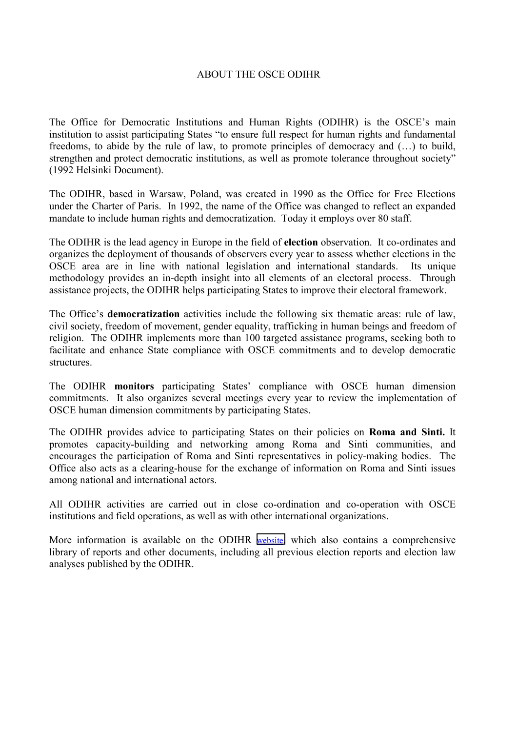# ABOUT THE OSCE ODIHR

The Office for Democratic Institutions and Human Rights (ODIHR) is the OSCE's main institution to assist participating States "to ensure full respect for human rights and fundamental freedoms, to abide by the rule of law, to promote principles of democracy and (…) to build, strengthen and protect democratic institutions, as well as promote tolerance throughout society" (1992 Helsinki Document).

The ODIHR, based in Warsaw, Poland, was created in 1990 as the Office for Free Elections under the Charter of Paris. In 1992, the name of the Office was changed to reflect an expanded mandate to include human rights and democratization. Today it employs over 80 staff.

The ODIHR is the lead agency in Europe in the field of **election** observation. It co-ordinates and organizes the deployment of thousands of observers every year to assess whether elections in the OSCE area are in line with national legislation and international standards. Its unique methodology provides an in-depth insight into all elements of an electoral process. Through assistance projects, the ODIHR helps participating States to improve their electoral framework.

The Office's **democratization** activities include the following six thematic areas: rule of law, civil society, freedom of movement, gender equality, trafficking in human beings and freedom of religion. The ODIHR implements more than 100 targeted assistance programs, seeking both to facilitate and enhance State compliance with OSCE commitments and to develop democratic structures.

The ODIHR **monitors** participating States' compliance with OSCE human dimension commitments. It also organizes several meetings every year to review the implementation of OSCE human dimension commitments by participating States.

The ODIHR provides advice to participating States on their policies on **Roma and Sinti.** It promotes capacity-building and networking among Roma and Sinti communities, and encourages the participation of Roma and Sinti representatives in policy-making bodies. The Office also acts as a clearing-house for the exchange of information on Roma and Sinti issues among national and international actors.

All ODIHR activities are carried out in close co-ordination and co-operation with OSCE institutions and field operations, as well as with other international organizations.

More information is available on the ODIHR website, which also contains a comprehensive library of reports and other documents, including all previous election reports and election law analyses published by the ODIHR.